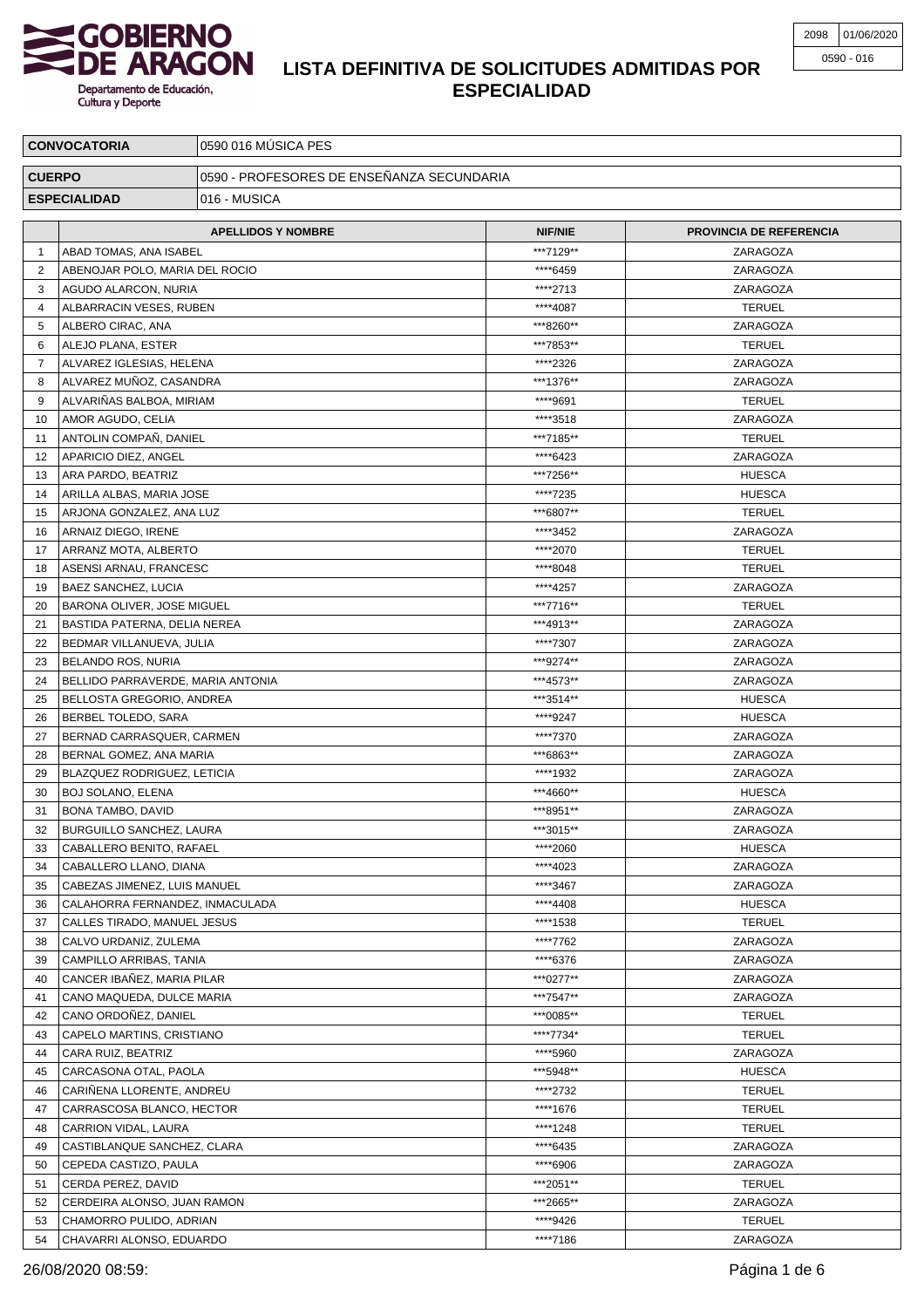# GOBIERNO DE ARAGON

Departamento de Educación, Cultura y Deporte

| 2098 | 01/06/2020 |
|---|---|
| 0590 - 016 | |

## LISTA DEFINITIVA DE SOLICITUDES ADMITIDAS POR ESPECIALIDAD

| CONVOCATORIA | 0590 016 MÚSICA PES |
|---|---|
| CUERPO | 0590 - PROFESORES DE ENSEÑANZA SECUNDARIA |
| ESPECIALIDAD | 016 - MUSICA |

| | APELLIDOS Y NOMBRE | NIF/NIE | PROVINCIA DE REFERENCIA |
|---|---|---|---|
| 1 | ABAD TOMAS, ANA ISABEL | ***7129** | ZARAGOZA |
| 2 | ABENOJAR POLO, MARIA DEL ROCIO | ****6459 | ZARAGOZA |
| 3 | AGUDO ALARCON, NURIA | ****2713 | ZARAGOZA |
| 4 | ALBARRACIN VESES, RUBEN | ****4087 | TERUEL |
| 5 | ALBERO CIRAC, ANA | ***8260** | ZARAGOZA |
| 6 | ALEJO PLANA, ESTER | ***7853** | TERUEL |
| 7 | ALVAREZ IGLESIAS, HELENA | ****2326 | ZARAGOZA |
| 8 | ALVAREZ MUÑOZ, CASANDRA | ***1376** | ZARAGOZA |
| 9 | ALVARIÑAS BALBOA, MIRIAM | ****9691 | TERUEL |
| 10 | AMOR AGUDO, CELIA | ****3518 | ZARAGOZA |
| 11 | ANTOLIN COMPAÑ, DANIEL | ***7185** | TERUEL |
| 12 | APARICIO DIEZ, ANGEL | ****6423 | ZARAGOZA |
| 13 | ARA PARDO, BEATRIZ | ***7256** | HUESCA |
| 14 | ARILLA ALBAS, MARIA JOSE | ****7235 | HUESCA |
| 15 | ARJONA GONZALEZ, ANA LUZ | ***6807** | TERUEL |
| 16 | ARNAIZ DIEGO, IRENE | ****3452 | ZARAGOZA |
| 17 | ARRANZ MOTA, ALBERTO | ****2070 | TERUEL |
| 18 | ASENSI ARNAU, FRANCESC | ****8048 | TERUEL |
| 19 | BAEZ SANCHEZ, LUCIA | ****4257 | ZARAGOZA |
| 20 | BARONA OLIVER, JOSE MIGUEL | ***7716** | TERUEL |
| 21 | BASTIDA PATERNA, DELIA NEREA | ***4913** | ZARAGOZA |
| 22 | BEDMAR VILLANUEVA, JULIA | ****7307 | ZARAGOZA |
| 23 | BELANDO ROS, NURIA | ***9274** | ZARAGOZA |
| 24 | BELLIDO PARRAVERDE, MARIA ANTONIA | ***4573** | ZARAGOZA |
| 25 | BELLOSTA GREGORIO, ANDREA | ***3514** | HUESCA |
| 26 | BERBEL TOLEDO, SARA | ****9247 | HUESCA |
| 27 | BERNAD CARRASQUER, CARMEN | ****7370 | ZARAGOZA |
| 28 | BERNAL GOMEZ, ANA MARIA | ***6863** | ZARAGOZA |
| 29 | BLAZQUEZ RODRIGUEZ, LETICIA | ****1932 | ZARAGOZA |
| 30 | BOJ SOLANO, ELENA | ***4660** | HUESCA |
| 31 | BONA TAMBO, DAVID | ***8951** | ZARAGOZA |
| 32 | BURGUILLO SANCHEZ, LAURA | ***3015** | ZARAGOZA |
| 33 | CABALLERO BENITO, RAFAEL | ****2060 | HUESCA |
| 34 | CABALLERO LLANO, DIANA | ****4023 | ZARAGOZA |
| 35 | CABEZAS JIMENEZ, LUIS MANUEL | ****3467 | ZARAGOZA |
| 36 | CALAHORRA FERNANDEZ, INMACULADA | ****4408 | HUESCA |
| 37 | CALLES TIRADO, MANUEL JESUS | ****1538 | TERUEL |
| 38 | CALVO URDANIZ, ZULEMA | ****7762 | ZARAGOZA |
| 39 | CAMPILLO ARRIBAS, TANIA | ****6376 | ZARAGOZA |
| 40 | CANCER IBAÑEZ, MARIA PILAR | ***0277** | ZARAGOZA |
| 41 | CANO MAQUEDA, DULCE MARIA | ***7547** | ZARAGOZA |
| 42 | CANO ORDOÑEZ, DANIEL | ***0085** | TERUEL |
| 43 | CAPELO MARTINS, CRISTIANO | ****7734* | TERUEL |
| 44 | CARA RUIZ, BEATRIZ | ****5960 | ZARAGOZA |
| 45 | CARCASONA OTAL, PAOLA | ***5948** | HUESCA |
| 46 | CARIÑENA LLORENTE, ANDREU | ****2732 | TERUEL |
| 47 | CARRASCOSA BLANCO, HECTOR | ****1676 | TERUEL |
| 48 | CARRION VIDAL, LAURA | ****1248 | TERUEL |
| 49 | CASTIBLANQUE SANCHEZ, CLARA | ****6435 | ZARAGOZA |
| 50 | CEPEDA CASTIZO, PAULA | ****6906 | ZARAGOZA |
| 51 | CERDA PEREZ, DAVID | ***2051** | TERUEL |
| 52 | CERDEIRA ALONSO, JUAN RAMON | ***2665** | ZARAGOZA |
| 53 | CHAMORRO PULIDO, ADRIAN | ****9426 | TERUEL |
| 54 | CHAVARRI ALONSO, EDUARDO | ****7186 | ZARAGOZA |

26/08/2020 08:59: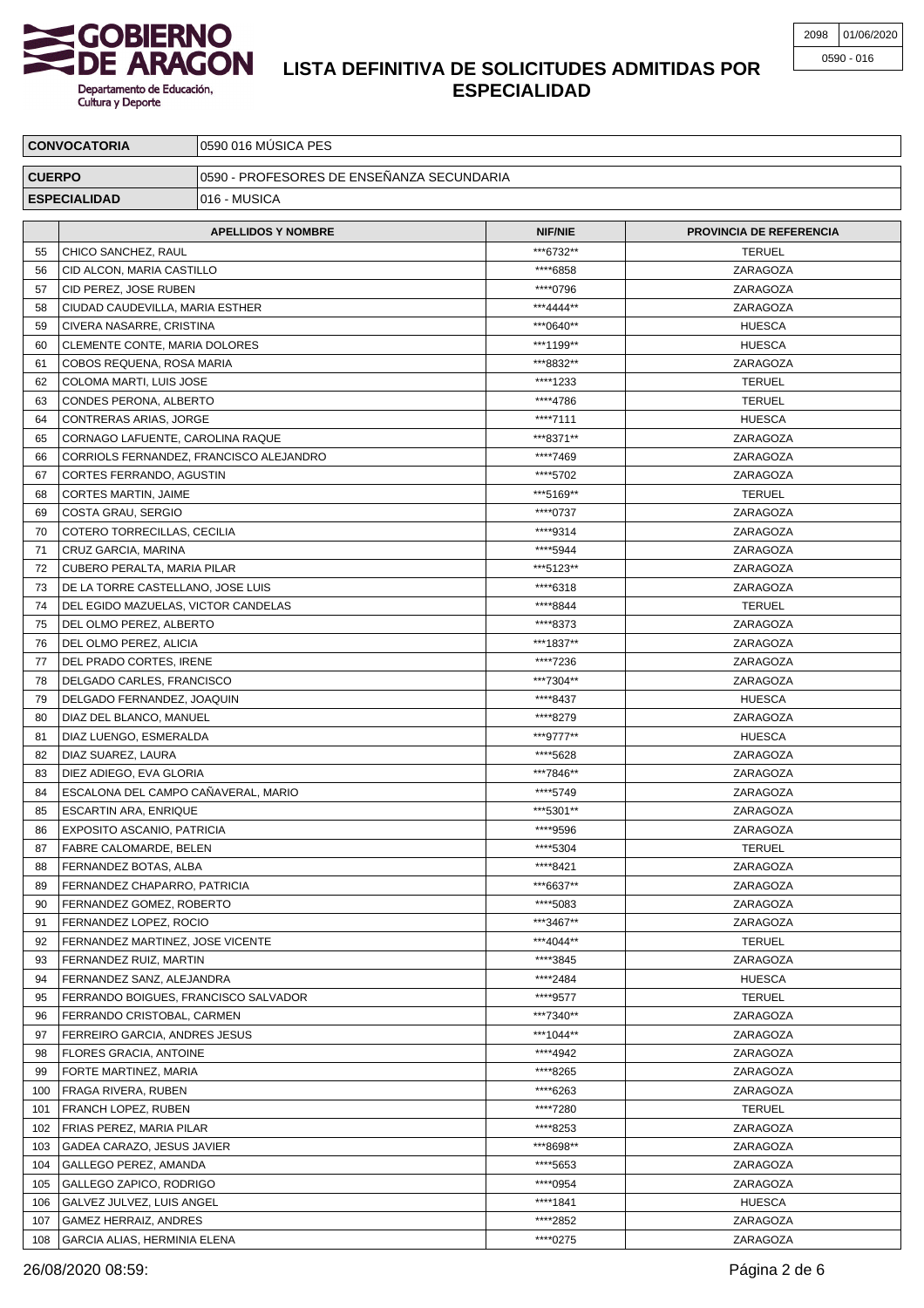# LISTA DEFINITIVA DE SOLICITUDES ADMITIDAS POR ESPECIALIDAD

| | |
|---|---|
| **CONVOCATORIA** | 0590 016 MÚSICA PES |
| **CUERPO** | 0590 - PROFESORES DE ENSEÑANZA SECUNDARIA |
| **ESPECIALIDAD** | 016 - MUSICA |

| | APELLIDOS Y NOMBRE | NIF/NIE | PROVINCIA DE REFERENCIA |
|---|---|---|---|
| 55 | CHICO SANCHEZ, RAUL | ***6732** | TERUEL |
| 56 | CID ALCON, MARIA CASTILLO | ****6858 | ZARAGOZA |
| 57 | CID PEREZ, JOSE RUBEN | ****0796 | ZARAGOZA |
| 58 | CIUDAD CAUDEVILLA, MARIA ESTHER | ***4444** | ZARAGOZA |
| 59 | CIVERA NASARRE, CRISTINA | ***0640** | HUESCA |
| 60 | CLEMENTE CONTE, MARIA DOLORES | ***1199** | HUESCA |
| 61 | COBOS REQUENA, ROSA MARIA | ***8832** | ZARAGOZA |
| 62 | COLOMA MARTI, LUIS JOSE | ****1233 | TERUEL |
| 63 | CONDES PERONA, ALBERTO | ****4786 | TERUEL |
| 64 | CONTRERAS ARIAS, JORGE | ****7111 | HUESCA |
| 65 | CORNAGO LAFUENTE, CAROLINA RAQUE | ***8371** | ZARAGOZA |
| 66 | CORRIOLS FERNANDEZ, FRANCISCO ALEJANDRO | ****7469 | ZARAGOZA |
| 67 | CORTES FERRANDO, AGUSTIN | ****5702 | ZARAGOZA |
| 68 | CORTES MARTIN, JAIME | ***5169** | TERUEL |
| 69 | COSTA GRAU, SERGIO | ****0737 | ZARAGOZA |
| 70 | COTERO TORRECILLAS, CECILIA | ****9314 | ZARAGOZA |
| 71 | CRUZ GARCIA, MARINA | ****5944 | ZARAGOZA |
| 72 | CUBERO PERALTA, MARIA PILAR | ***5123** | ZARAGOZA |
| 73 | DE LA TORRE CASTELLANO, JOSE LUIS | ****6318 | ZARAGOZA |
| 74 | DEL EGIDO MAZUELAS, VICTOR CANDELAS | ****8844 | TERUEL |
| 75 | DEL OLMO PEREZ, ALBERTO | ****8373 | ZARAGOZA |
| 76 | DEL OLMO PEREZ, ALICIA | ***1837** | ZARAGOZA |
| 77 | DEL PRADO CORTES, IRENE | ****7236 | ZARAGOZA |
| 78 | DELGADO CARLES, FRANCISCO | ***7304** | ZARAGOZA |
| 79 | DELGADO FERNANDEZ, JOAQUIN | ****8437 | HUESCA |
| 80 | DIAZ DEL BLANCO, MANUEL | ****8279 | ZARAGOZA |
| 81 | DIAZ LUENGO, ESMERALDA | ***9777** | HUESCA |
| 82 | DIAZ SUAREZ, LAURA | ****5628 | ZARAGOZA |
| 83 | DIEZ ADIEGO, EVA GLORIA | ***7846** | ZARAGOZA |
| 84 | ESCALONA DEL CAMPO CAÑAVERAL, MARIO | ****5749 | ZARAGOZA |
| 85 | ESCARTIN ARA, ENRIQUE | ***5301** | ZARAGOZA |
| 86 | EXPOSITO ASCANIO, PATRICIA | ****9596 | ZARAGOZA |
| 87 | FABRE CALOMARDE, BELEN | ****5304 | TERUEL |
| 88 | FERNANDEZ BOTAS, ALBA | ****8421 | ZARAGOZA |
| 89 | FERNANDEZ CHAPARRO, PATRICIA | ***6637** | ZARAGOZA |
| 90 | FERNANDEZ GOMEZ, ROBERTO | ****5083 | ZARAGOZA |
| 91 | FERNANDEZ LOPEZ, ROCIO | ***3467** | ZARAGOZA |
| 92 | FERNANDEZ MARTINEZ, JOSE VICENTE | ***4044** | TERUEL |
| 93 | FERNANDEZ RUIZ, MARTIN | ****3845 | ZARAGOZA |
| 94 | FERNANDEZ SANZ, ALEJANDRA | ****2484 | HUESCA |
| 95 | FERRANDO BOIGUES, FRANCISCO SALVADOR | ****9577 | TERUEL |
| 96 | FERRANDO CRISTOBAL, CARMEN | ***7340** | ZARAGOZA |
| 97 | FERREIRO GARCIA, ANDRES JESUS | ***1044** | ZARAGOZA |
| 98 | FLORES GRACIA, ANTOINE | ****4942 | ZARAGOZA |
| 99 | FORTE MARTINEZ, MARIA | ****8265 | ZARAGOZA |
| 100 | FRAGA RIVERA, RUBEN | ****6263 | ZARAGOZA |
| 101 | FRANCH LOPEZ, RUBEN | ****7280 | TERUEL |
| 102 | FRIAS PEREZ, MARIA PILAR | ****8253 | ZARAGOZA |
| 103 | GADEA CARAZO, JESUS JAVIER | ***8698** | ZARAGOZA |
| 104 | GALLEGO PEREZ, AMANDA | ****5653 | ZARAGOZA |
| 105 | GALLEGO ZAPICO, RODRIGO | ****0954 | ZARAGOZA |
| 106 | GALVEZ JULVEZ, LUIS ANGEL | ****1841 | HUESCA |
| 107 | GAMEZ HERRAIZ, ANDRES | ****2852 | ZARAGOZA |
| 108 | GARCIA ALIAS, HERMINIA ELENA | ****0275 | ZARAGOZA |

26/08/2020 08:59: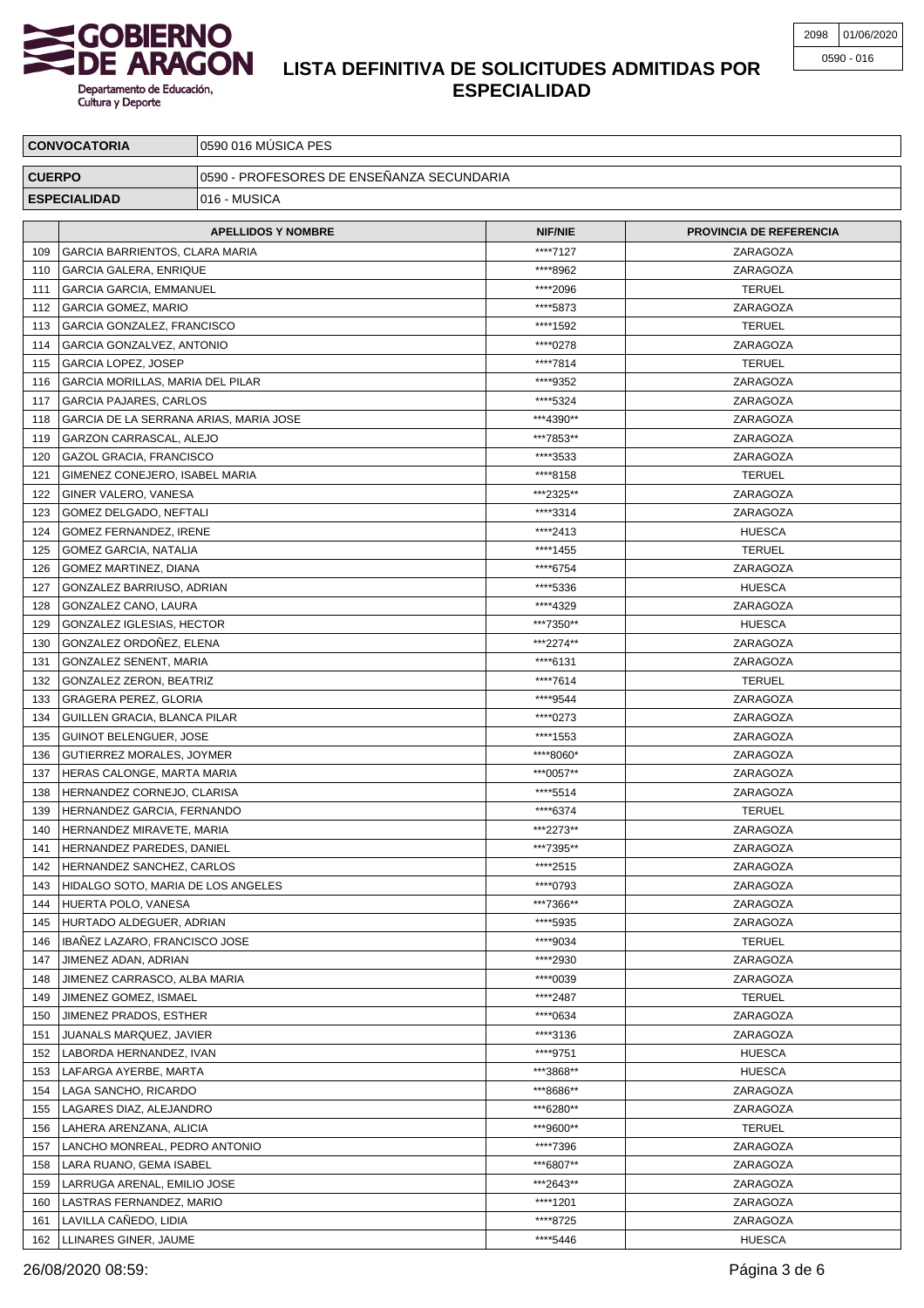# LISTA DEFINITIVA DE SOLICITUDES ADMITIDAS POR ESPECIALIDAD

| 2098 | 01/06/2020 |
|---|---|
| 0590 - 016 | |

| CONVOCATORIA | 0590 016 MÚSICA PES |
|---|---|
| CUERPO | 0590 - PROFESORES DE ENSEÑANZA SECUNDARIA |
| ESPECIALIDAD | 016 - MUSICA |

| | APELLIDOS Y NOMBRE | NIF/NIE | PROVINCIA DE REFERENCIA |
|---|---|---|---|
| 109 | GARCIA BARRIENTOS, CLARA MARIA | ****7127 | ZARAGOZA |
| 110 | GARCIA GALERA, ENRIQUE | ****8962 | ZARAGOZA |
| 111 | GARCIA GARCIA, EMMANUEL | ****2096 | TERUEL |
| 112 | GARCIA GOMEZ, MARIO | ****5873 | ZARAGOZA |
| 113 | GARCIA GONZALEZ, FRANCISCO | ****1592 | TERUEL |
| 114 | GARCIA GONZALVEZ, ANTONIO | ****0278 | ZARAGOZA |
| 115 | GARCIA LOPEZ, JOSEP | ****7814 | TERUEL |
| 116 | GARCIA MORILLAS, MARIA DEL PILAR | ****9352 | ZARAGOZA |
| 117 | GARCIA PAJARES, CARLOS | ****5324 | ZARAGOZA |
| 118 | GARCIA DE LA SERRANA ARIAS, MARIA JOSE | ***4390** | ZARAGOZA |
| 119 | GARZON CARRASCAL, ALEJO | ***7853** | ZARAGOZA |
| 120 | GAZOL GRACIA, FRANCISCO | ****3533 | ZARAGOZA |
| 121 | GIMENEZ CONEJERO, ISABEL MARIA | ****8158 | TERUEL |
| 122 | GINER VALERO, VANESA | ***2325** | ZARAGOZA |
| 123 | GOMEZ DELGADO, NEFTALI | ****3314 | ZARAGOZA |
| 124 | GOMEZ FERNANDEZ, IRENE | ****2413 | HUESCA |
| 125 | GOMEZ GARCIA, NATALIA | ****1455 | TERUEL |
| 126 | GOMEZ MARTINEZ, DIANA | ****6754 | ZARAGOZA |
| 127 | GONZALEZ BARRIUSO, ADRIAN | ****5336 | HUESCA |
| 128 | GONZALEZ CANO, LAURA | ****4329 | ZARAGOZA |
| 129 | GONZALEZ IGLESIAS, HECTOR | ***7350** | HUESCA |
| 130 | GONZALEZ ORDOÑEZ, ELENA | ***2274** | ZARAGOZA |
| 131 | GONZALEZ SENENT, MARIA | ****6131 | ZARAGOZA |
| 132 | GONZALEZ ZERON, BEATRIZ | ****7614 | TERUEL |
| 133 | GRAGERA PEREZ, GLORIA | ****9544 | ZARAGOZA |
| 134 | GUILLEN GRACIA, BLANCA PILAR | ****0273 | ZARAGOZA |
| 135 | GUINOT BELENGUER, JOSE | ****1553 | ZARAGOZA |
| 136 | GUTIERREZ MORALES, JOYMER | ****8060* | ZARAGOZA |
| 137 | HERAS CALONGE, MARTA MARIA | ***0057** | ZARAGOZA |
| 138 | HERNANDEZ CORNEJO, CLARISA | ****5514 | ZARAGOZA |
| 139 | HERNANDEZ GARCIA, FERNANDO | ****6374 | TERUEL |
| 140 | HERNANDEZ MIRAVETE, MARIA | ***2273** | ZARAGOZA |
| 141 | HERNANDEZ PAREDES, DANIEL | ***7395** | ZARAGOZA |
| 142 | HERNANDEZ SANCHEZ, CARLOS | ****2515 | ZARAGOZA |
| 143 | HIDALGO SOTO, MARIA DE LOS ANGELES | ****0793 | ZARAGOZA |
| 144 | HUERTA POLO, VANESA | ***7366** | ZARAGOZA |
| 145 | HURTADO ALDEGUER, ADRIAN | ****5935 | ZARAGOZA |
| 146 | IBAÑEZ LAZARO, FRANCISCO JOSE | ****9034 | TERUEL |
| 147 | JIMENEZ ADAN, ADRIAN | ****2930 | ZARAGOZA |
| 148 | JIMENEZ CARRASCO, ALBA MARIA | ****0039 | ZARAGOZA |
| 149 | JIMENEZ GOMEZ, ISMAEL | ****2487 | TERUEL |
| 150 | JIMENEZ PRADOS, ESTHER | ****0634 | ZARAGOZA |
| 151 | JUANALS MARQUEZ, JAVIER | ****3136 | ZARAGOZA |
| 152 | LABORDA HERNANDEZ, IVAN | ****9751 | HUESCA |
| 153 | LAFARGA AYERBE, MARTA | ***3868** | HUESCA |
| 154 | LAGA SANCHO, RICARDO | ***8686** | ZARAGOZA |
| 155 | LAGARES DIAZ, ALEJANDRO | ***6280** | ZARAGOZA |
| 156 | LAHERA ARENZANA, ALICIA | ***9600** | TERUEL |
| 157 | LANCHO MONREAL, PEDRO ANTONIO | ****7396 | ZARAGOZA |
| 158 | LARA RUANO, GEMA ISABEL | ***6807** | ZARAGOZA |
| 159 | LARRUGA ARENAL, EMILIO JOSE | ***2643** | ZARAGOZA |
| 160 | LASTRAS FERNANDEZ, MARIO | ****1201 | ZARAGOZA |
| 161 | LAVILLA CAÑEDO, LIDIA | ****8725 | ZARAGOZA |
| 162 | LLINARES GINER, JAUME | ****5446 | HUESCA |

26/08/2020 08:59: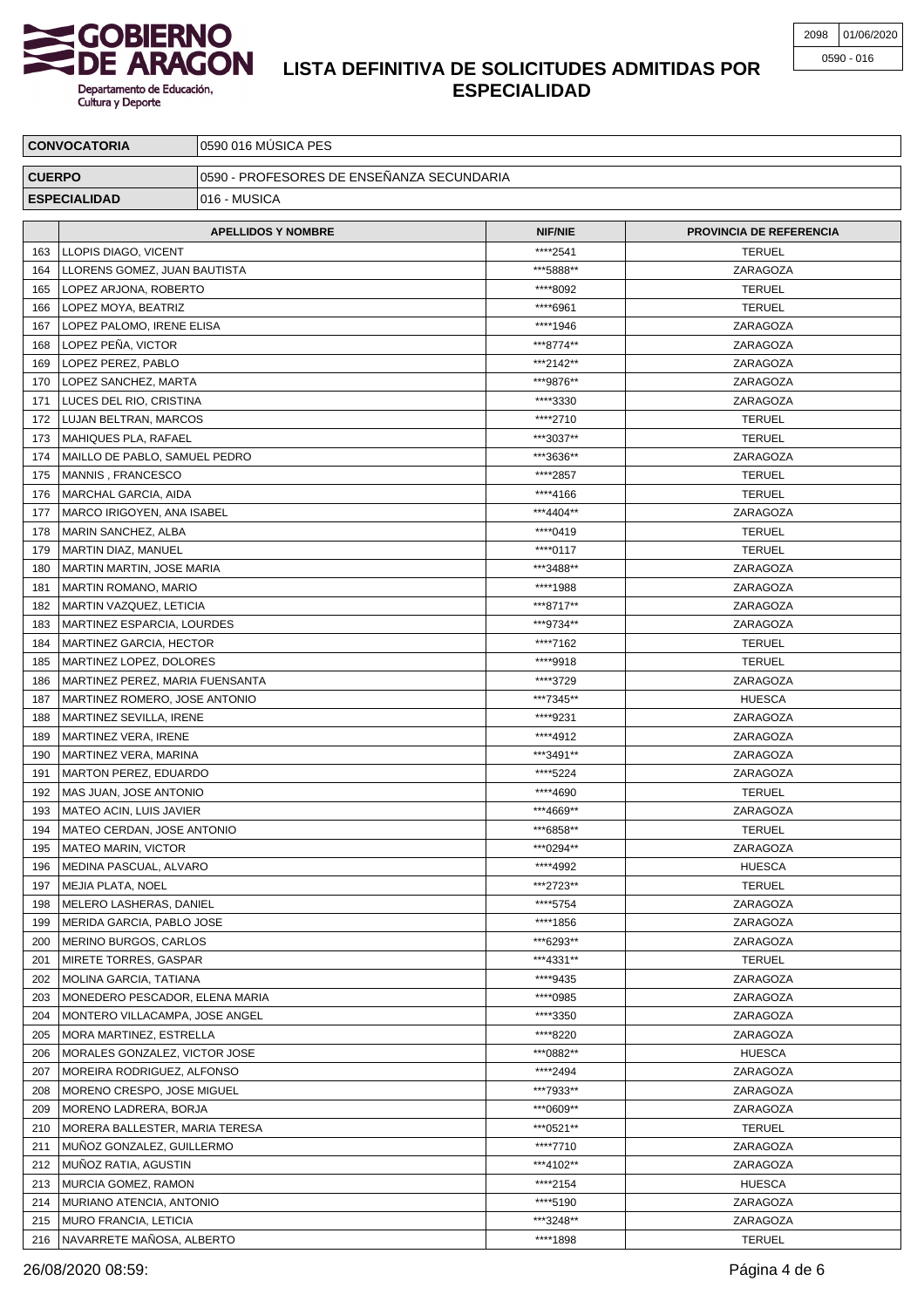# LISTA DEFINITIVA DE SOLICITUDES ADMITIDAS POR ESPECIALIDAD

| 2098 | 01/06/2020 |
|---|---|
| 0590 - 016 | |

| CONVOCATORIA | 0590 016 MÚSICA PES |
|---|---|
| CUERPO | 0590 - PROFESORES DE ENSEÑANZA SECUNDARIA |
| ESPECIALIDAD | 016 - MUSICA |

| | APELLIDOS Y NOMBRE | NIF/NIE | PROVINCIA DE REFERENCIA |
|---|---|---|---|
| 163 | LLOPIS DIAGO, VICENT | ****2541 | TERUEL |
| 164 | LLORENS GOMEZ, JUAN BAUTISTA | ***5888** | ZARAGOZA |
| 165 | LOPEZ ARJONA, ROBERTO | ****8092 | TERUEL |
| 166 | LOPEZ MOYA, BEATRIZ | ****6961 | TERUEL |
| 167 | LOPEZ PALOMO, IRENE ELISA | ****1946 | ZARAGOZA |
| 168 | LOPEZ PEÑA, VICTOR | ***8774** | ZARAGOZA |
| 169 | LOPEZ PEREZ, PABLO | ***2142** | ZARAGOZA |
| 170 | LOPEZ SANCHEZ, MARTA | ***9876** | ZARAGOZA |
| 171 | LUCES DEL RIO, CRISTINA | ****3330 | ZARAGOZA |
| 172 | LUJAN BELTRAN, MARCOS | ****2710 | TERUEL |
| 173 | MAHIQUES PLA, RAFAEL | ***3037** | TERUEL |
| 174 | MAILLO DE PABLO, SAMUEL PEDRO | ***3636** | ZARAGOZA |
| 175 | MANNIS , FRANCESCO | ****2857 | TERUEL |
| 176 | MARCHAL GARCIA, AIDA | ****4166 | TERUEL |
| 177 | MARCO IRIGOYEN, ANA ISABEL | ***4404** | ZARAGOZA |
| 178 | MARIN SANCHEZ, ALBA | ****0419 | TERUEL |
| 179 | MARTIN DIAZ, MANUEL | ****0117 | TERUEL |
| 180 | MARTIN MARTIN, JOSE MARIA | ***3488** | ZARAGOZA |
| 181 | MARTIN ROMANO, MARIO | ****1988 | ZARAGOZA |
| 182 | MARTIN VAZQUEZ, LETICIA | ***8717** | ZARAGOZA |
| 183 | MARTINEZ ESPARCIA, LOURDES | ***9734** | ZARAGOZA |
| 184 | MARTINEZ GARCIA, HECTOR | ****7162 | TERUEL |
| 185 | MARTINEZ LOPEZ, DOLORES | ****9918 | TERUEL |
| 186 | MARTINEZ PEREZ, MARIA FUENSANTA | ****3729 | ZARAGOZA |
| 187 | MARTINEZ ROMERO, JOSE ANTONIO | ***7345** | HUESCA |
| 188 | MARTINEZ SEVILLA, IRENE | ****9231 | ZARAGOZA |
| 189 | MARTINEZ VERA, IRENE | ****4912 | ZARAGOZA |
| 190 | MARTINEZ VERA, MARINA | ***3491** | ZARAGOZA |
| 191 | MARTON PEREZ, EDUARDO | ****5224 | ZARAGOZA |
| 192 | MAS JUAN, JOSE ANTONIO | ****4690 | TERUEL |
| 193 | MATEO ACIN, LUIS JAVIER | ***4669** | ZARAGOZA |
| 194 | MATEO CERDAN, JOSE ANTONIO | ***6858** | TERUEL |
| 195 | MATEO MARIN, VICTOR | ***0294** | ZARAGOZA |
| 196 | MEDINA PASCUAL, ALVARO | ****4992 | HUESCA |
| 197 | MEJIA PLATA, NOEL | ***2723** | TERUEL |
| 198 | MELERO LASHERAS, DANIEL | ****5754 | ZARAGOZA |
| 199 | MERIDA GARCIA, PABLO JOSE | ****1856 | ZARAGOZA |
| 200 | MERINO BURGOS, CARLOS | ***6293** | ZARAGOZA |
| 201 | MIRETE TORRES, GASPAR | ***4331** | TERUEL |
| 202 | MOLINA GARCIA, TATIANA | ****9435 | ZARAGOZA |
| 203 | MONEDERO PESCADOR, ELENA MARIA | ****0985 | ZARAGOZA |
| 204 | MONTERO VILLACAMPA, JOSE ANGEL | ****3350 | ZARAGOZA |
| 205 | MORA MARTINEZ, ESTRELLA | ****8220 | ZARAGOZA |
| 206 | MORALES GONZALEZ, VICTOR JOSE | ***0882** | HUESCA |
| 207 | MOREIRA RODRIGUEZ, ALFONSO | ****2494 | ZARAGOZA |
| 208 | MORENO CRESPO, JOSE MIGUEL | ***7933** | ZARAGOZA |
| 209 | MORENO LADRERA, BORJA | ***0609** | ZARAGOZA |
| 210 | MORERA BALLESTER, MARIA TERESA | ***0521** | TERUEL |
| 211 | MUÑOZ GONZALEZ, GUILLERMO | ****7710 | ZARAGOZA |
| 212 | MUÑOZ RATIA, AGUSTIN | ***4102** | ZARAGOZA |
| 213 | MURCIA GOMEZ, RAMON | ****2154 | HUESCA |
| 214 | MURIANO ATENCIA, ANTONIO | ****5190 | ZARAGOZA |
| 215 | MURO FRANCIA, LETICIA | ***3248** | ZARAGOZA |
| 216 | NAVARRETE MAÑOSA, ALBERTO | ****1898 | TERUEL |

26/08/2020 08:59: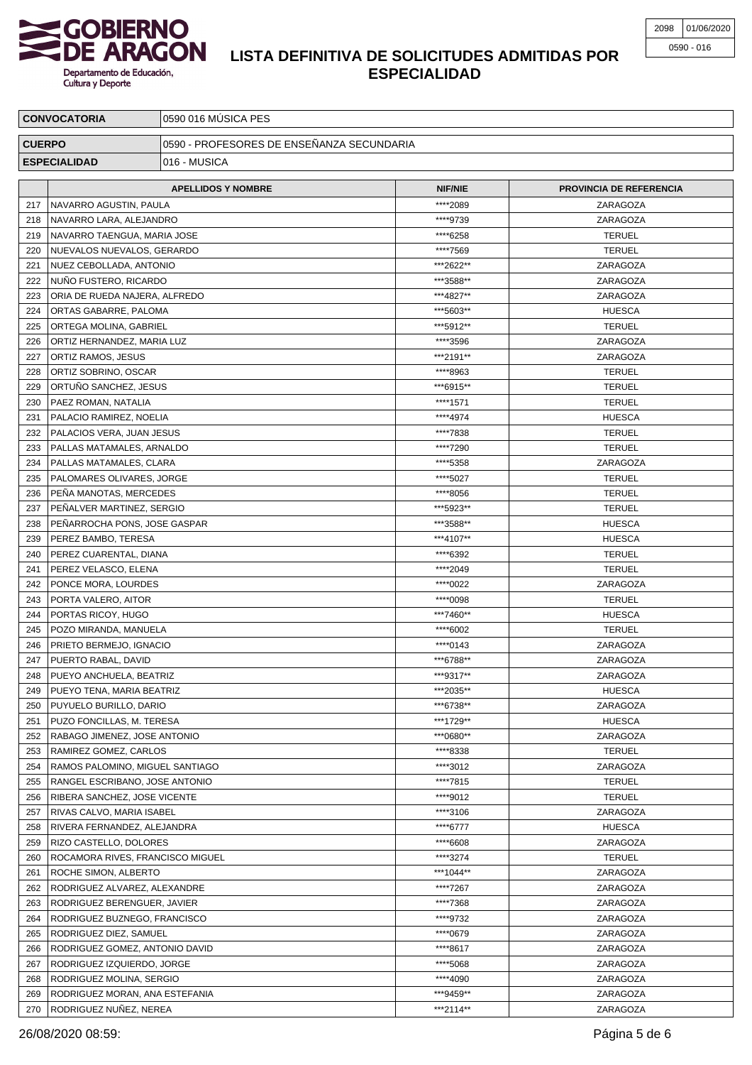# LISTA DEFINITIVA DE SOLICITUDES ADMITIDAS POR ESPECIALIDAD

| 2098 | 01/06/2020 |
|---|---|
| 0590 - 016 | |

| CONVOCATORIA | 0590 016 MÚSICA PES |
|---|---|
| CUERPO | 0590 - PROFESORES DE ENSEÑANZA SECUNDARIA |
| ESPECIALIDAD | 016 - MUSICA |

| | APELLIDOS Y NOMBRE | NIF/NIE | PROVINCIA DE REFERENCIA |
|---|---|---|---|
| 217 | NAVARRO AGUSTIN, PAULA | ****2089 | ZARAGOZA |
| 218 | NAVARRO LARA, ALEJANDRO | ****9739 | ZARAGOZA |
| 219 | NAVARRO TAENGUA, MARIA JOSE | ****6258 | TERUEL |
| 220 | NUEVALOS NUEVALOS, GERARDO | ****7569 | TERUEL |
| 221 | NUEZ CEBOLLADA, ANTONIO | ***2622** | ZARAGOZA |
| 222 | NUÑO FUSTERO, RICARDO | ***3588** | ZARAGOZA |
| 223 | ORIA DE RUEDA NAJERA, ALFREDO | ***4827** | ZARAGOZA |
| 224 | ORTAS GABARRE, PALOMA | ***5603** | HUESCA |
| 225 | ORTEGA MOLINA, GABRIEL | ***5912** | TERUEL |
| 226 | ORTIZ HERNANDEZ, MARIA LUZ | ****3596 | ZARAGOZA |
| 227 | ORTIZ RAMOS, JESUS | ***2191** | ZARAGOZA |
| 228 | ORTIZ SOBRINO, OSCAR | ****8963 | TERUEL |
| 229 | ORTUÑO SANCHEZ, JESUS | ***6915** | TERUEL |
| 230 | PAEZ ROMAN, NATALIA | ****1571 | TERUEL |
| 231 | PALACIO RAMIREZ, NOELIA | ****4974 | HUESCA |
| 232 | PALACIOS VERA, JUAN JESUS | ****7838 | TERUEL |
| 233 | PALLAS MATAMALES, ARNALDO | ****7290 | TERUEL |
| 234 | PALLAS MATAMALES, CLARA | ****5358 | ZARAGOZA |
| 235 | PALOMARES OLIVARES, JORGE | ****5027 | TERUEL |
| 236 | PEÑA MANOTAS, MERCEDES | ****8056 | TERUEL |
| 237 | PEÑALVER MARTINEZ, SERGIO | ***5923** | TERUEL |
| 238 | PEÑARROCHA PONS, JOSE GASPAR | ***3588** | HUESCA |
| 239 | PEREZ BAMBO, TERESA | ***4107** | HUESCA |
| 240 | PEREZ CUARENTAL, DIANA | ****6392 | TERUEL |
| 241 | PEREZ VELASCO, ELENA | ****2049 | TERUEL |
| 242 | PONCE MORA, LOURDES | ****0022 | ZARAGOZA |
| 243 | PORTA VALERO, AITOR | ****0098 | TERUEL |
| 244 | PORTAS RICOY, HUGO | ***7460** | HUESCA |
| 245 | POZO MIRANDA, MANUELA | ****6002 | TERUEL |
| 246 | PRIETO BERMEJO, IGNACIO | ****0143 | ZARAGOZA |
| 247 | PUERTO RABAL, DAVID | ***6788** | ZARAGOZA |
| 248 | PUEYO ANCHUELA, BEATRIZ | ***9317** | ZARAGOZA |
| 249 | PUEYO TENA, MARIA BEATRIZ | ***2035** | HUESCA |
| 250 | PUYUELO BURILLO, DARIO | ***6738** | ZARAGOZA |
| 251 | PUZO FONCILLAS, M. TERESA | ***1729** | HUESCA |
| 252 | RABAGO JIMENEZ, JOSE ANTONIO | ***0680** | ZARAGOZA |
| 253 | RAMIREZ GOMEZ, CARLOS | ****8338 | TERUEL |
| 254 | RAMOS PALOMINO, MIGUEL SANTIAGO | ****3012 | ZARAGOZA |
| 255 | RANGEL ESCRIBANO, JOSE ANTONIO | ****7815 | TERUEL |
| 256 | RIBERA SANCHEZ, JOSE VICENTE | ****9012 | TERUEL |
| 257 | RIVAS CALVO, MARIA ISABEL | ****3106 | ZARAGOZA |
| 258 | RIVERA FERNANDEZ, ALEJANDRA | ****6777 | HUESCA |
| 259 | RIZO CASTELLO, DOLORES | ****6608 | ZARAGOZA |
| 260 | ROCAMORA RIVES, FRANCISCO MIGUEL | ****3274 | TERUEL |
| 261 | ROCHE SIMON, ALBERTO | ***1044** | ZARAGOZA |
| 262 | RODRIGUEZ ALVAREZ, ALEXANDRE | ****7267 | ZARAGOZA |
| 263 | RODRIGUEZ BERENGUER, JAVIER | ****7368 | ZARAGOZA |
| 264 | RODRIGUEZ BUZNEGO, FRANCISCO | ****9732 | ZARAGOZA |
| 265 | RODRIGUEZ DIEZ, SAMUEL | ****0679 | ZARAGOZA |
| 266 | RODRIGUEZ GOMEZ, ANTONIO DAVID | ****8617 | ZARAGOZA |
| 267 | RODRIGUEZ IZQUIERDO, JORGE | ****5068 | ZARAGOZA |
| 268 | RODRIGUEZ MOLINA, SERGIO | ****4090 | ZARAGOZA |
| 269 | RODRIGUEZ MORAN, ANA ESTEFANIA | ***9459** | ZARAGOZA |
| 270 | RODRIGUEZ NUÑEZ, NEREA | ***2114** | ZARAGOZA |

26/08/2020 08:59: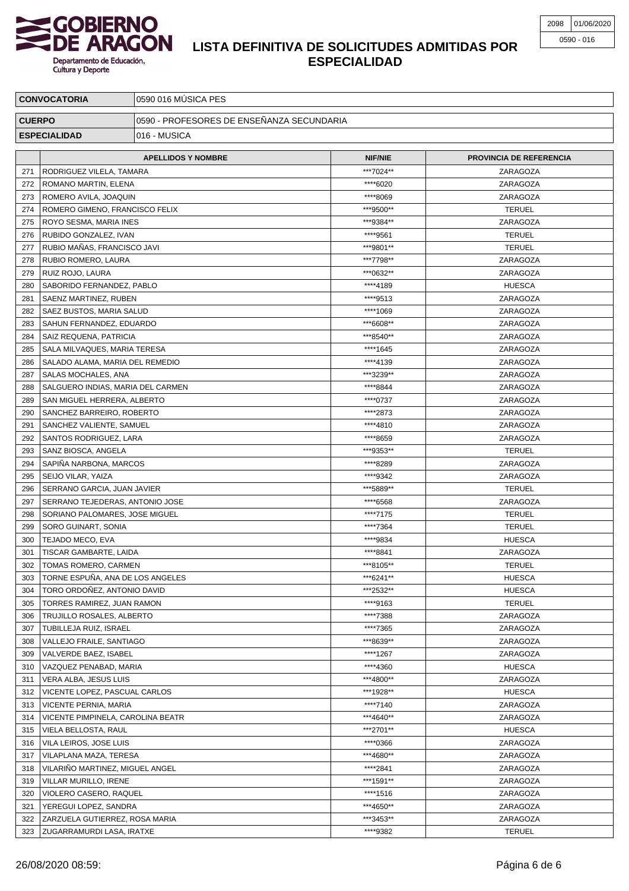# LISTA DEFINITIVA DE SOLICITUDES ADMITIDAS POR ESPECIALIDAD

| 2098 | 01/06/2020 |
|---|---|
| 0590 - 016 | |

| | |
|---|---|
| **CONVOCATORIA** | 0590 016 MÚSICA PES |
| **CUERPO** | 0590 - PROFESORES DE ENSEÑANZA SECUNDARIA |
| **ESPECIALIDAD** | 016 - MUSICA |

| | APELLIDOS Y NOMBRE | NIF/NIE | PROVINCIA DE REFERENCIA |
|---|---|---|---|
| 271 | RODRIGUEZ VILELA, TAMARA | ***7024** | ZARAGOZA |
| 272 | ROMANO MARTIN, ELENA | ****6020 | ZARAGOZA |
| 273 | ROMERO AVILA, JOAQUIN | ****8069 | ZARAGOZA |
| 274 | ROMERO GIMENO, FRANCISCO FELIX | ***9500** | TERUEL |
| 275 | ROYO SESMA, MARIA INES | ***9384** | ZARAGOZA |
| 276 | RUBIDO GONZALEZ, IVAN | ****9561 | TERUEL |
| 277 | RUBIO MAÑAS, FRANCISCO JAVI | ***9801** | TERUEL |
| 278 | RUBIO ROMERO, LAURA | ***7798** | ZARAGOZA |
| 279 | RUIZ ROJO, LAURA | ***0632** | ZARAGOZA |
| 280 | SABORIDO FERNANDEZ, PABLO | ****4189 | HUESCA |
| 281 | SAENZ MARTINEZ, RUBEN | ****9513 | ZARAGOZA |
| 282 | SAEZ BUSTOS, MARIA SALUD | ****1069 | ZARAGOZA |
| 283 | SAHUN FERNANDEZ, EDUARDO | ***6608** | ZARAGOZA |
| 284 | SAIZ REQUENA, PATRICIA | ***8540** | ZARAGOZA |
| 285 | SALA MILVAQUES, MARIA TERESA | ****1645 | ZARAGOZA |
| 286 | SALADO ALAMA, MARIA DEL REMEDIO | ****4139 | ZARAGOZA |
| 287 | SALAS MOCHALES, ANA | ***3239** | ZARAGOZA |
| 288 | SALGUERO INDIAS, MARIA DEL CARMEN | ****8844 | ZARAGOZA |
| 289 | SAN MIGUEL HERRERA, ALBERTO | ****0737 | ZARAGOZA |
| 290 | SANCHEZ BARREIRO, ROBERTO | ****2873 | ZARAGOZA |
| 291 | SANCHEZ VALIENTE, SAMUEL | ****4810 | ZARAGOZA |
| 292 | SANTOS RODRIGUEZ, LARA | ****8659 | ZARAGOZA |
| 293 | SANZ BIOSCA, ANGELA | ***9353** | TERUEL |
| 294 | SAPIÑA NARBONA, MARCOS | ****8289 | ZARAGOZA |
| 295 | SEIJO VILAR, YAIZA | ****9342 | ZARAGOZA |
| 296 | SERRANO GARCIA, JUAN JAVIER | ***5889** | TERUEL |
| 297 | SERRANO TEJEDERAS, ANTONIO JOSE | ****6568 | ZARAGOZA |
| 298 | SORIANO PALOMARES, JOSE MIGUEL | ****7175 | TERUEL |
| 299 | SORO GUINART, SONIA | ****7364 | TERUEL |
| 300 | TEJADO MECO, EVA | ****9834 | HUESCA |
| 301 | TISCAR GAMBARTE, LAIDA | ****8841 | ZARAGOZA |
| 302 | TOMAS ROMERO, CARMEN | ***8105** | TERUEL |
| 303 | TORNE ESPUÑA, ANA DE LOS ANGELES | ***6241** | HUESCA |
| 304 | TORO ORDOÑEZ, ANTONIO DAVID | ***2532** | HUESCA |
| 305 | TORRES RAMIREZ, JUAN RAMON | ****9163 | TERUEL |
| 306 | TRUJILLO ROSALES, ALBERTO | ****7388 | ZARAGOZA |
| 307 | TUBILLEJA RUIZ, ISRAEL | ****7365 | ZARAGOZA |
| 308 | VALLEJO FRAILE, SANTIAGO | ***8639** | ZARAGOZA |
| 309 | VALVERDE BAEZ, ISABEL | ****1267 | ZARAGOZA |
| 310 | VAZQUEZ PENABAD, MARIA | ****4360 | HUESCA |
| 311 | VERA ALBA, JESUS LUIS | ***4800** | ZARAGOZA |
| 312 | VICENTE LOPEZ, PASCUAL CARLOS | ***1928** | HUESCA |
| 313 | VICENTE PERNIA, MARIA | ****7140 | ZARAGOZA |
| 314 | VICENTE PIMPINELA, CAROLINA BEATR | ***4640** | ZARAGOZA |
| 315 | VIELA BELLOSTA, RAUL | ***2701** | HUESCA |
| 316 | VILA LEIROS, JOSE LUIS | ****0366 | ZARAGOZA |
| 317 | VILAPLANA MAZA, TERESA | ***4680** | ZARAGOZA |
| 318 | VILARIÑO MARTINEZ, MIGUEL ANGEL | ****2841 | ZARAGOZA |
| 319 | VILLAR MURILLO, IRENE | ***1591** | ZARAGOZA |
| 320 | VIOLERO CASERO, RAQUEL | ****1516 | ZARAGOZA |
| 321 | YEREGUI LOPEZ, SANDRA | ***4650** | ZARAGOZA |
| 322 | ZARZUELA GUTIERREZ, ROSA MARIA | ***3453** | ZARAGOZA |
| 323 | ZUGARRAMURDI LASA, IRATXE | ****9382 | TERUEL |

26/08/2020 08:59: